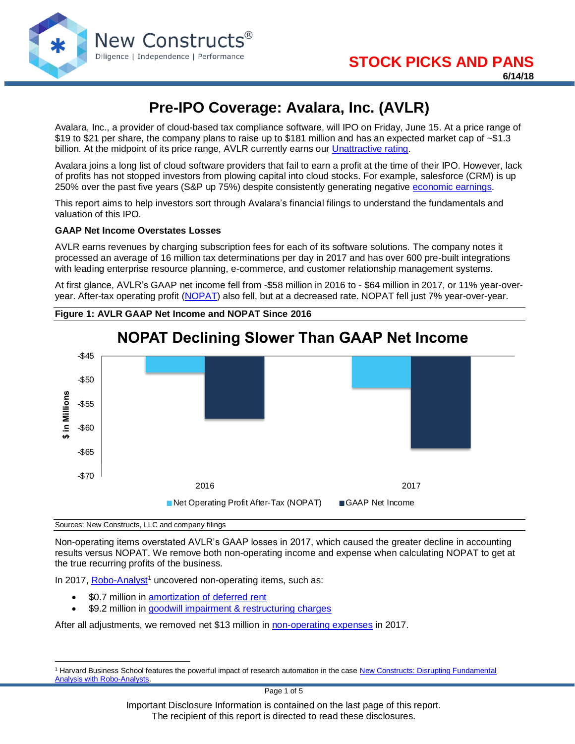**STOCK PICKS AND PANS**

**6/14/18**

# Pre-IPO Coverage: Avalara, Inc. (AVLR)

Avalara, Inc., a provider of cloud-based tax compliance software, will IPO on Friday, June 15. At a price range of $19 to $21 per share, the company plans to raise up to $181 million and has an expected market cap of ~$1.3 billion. At the midpoint of its price range, AVLR currently earns our Unattractive rating.

Avalara joins a long list of cloud software providers that fail to earn a profit at the time of their IPO. However, lack of profits has not stopped investors from plowing capital into cloud stocks. For example, salesforce (CRM) is up 250% over the past five years (S&P up 75%) despite consistently generating negative economic earnings.

This report aims to help investors sort through Avalara's financial filings to understand the fundamentals and valuation of this IPO.

**GAAP Net Income Overstates Losses**

AVLR earns revenues by charging subscription fees for each of its software solutions. The company notes it processed an average of 16 million tax determinations per day in 2017 and has over 600 pre-built integrations with leading enterprise resource planning, e-commerce, and customer relationship management systems.

At first glance, AVLR's GAAP net income fell from -$58 million in 2016 to - $64 million in 2017, or 11% year-over-year. After-tax operating profit (NOPAT) also fell, but at a decreased rate. NOPAT fell just 7% year-over-year.

**Figure 1: AVLR GAAP Net Income and NOPAT Since 2016**

**NOPAT Declining Slower Than GAAP Net Income**

Sources: New Constructs, LLC and company filings

Non-operating items overstated AVLR's GAAP losses in 2017, which caused the greater decline in accounting results versus NOPAT. We remove both non-operating income and expense when calculating NOPAT to get at the true recurring profits of the business.

In 2017, Robo-Analyst[1] uncovered non-operating items, such as:

- $0.7 million in amortization of deferred rent
- $9.2 million in goodwill impairment & restructuring charges

After all adjustments, we removed net $13 million in non-operating expenses in 2017.

[1] Harvard Business School features the powerful impact of research automation in the case New Constructs: Disrupting Fundamental Analysis with Robo-Analysts.

Important Disclosure Information is contained on the last page of this report.
The recipient of this report is directed to read these disclosures.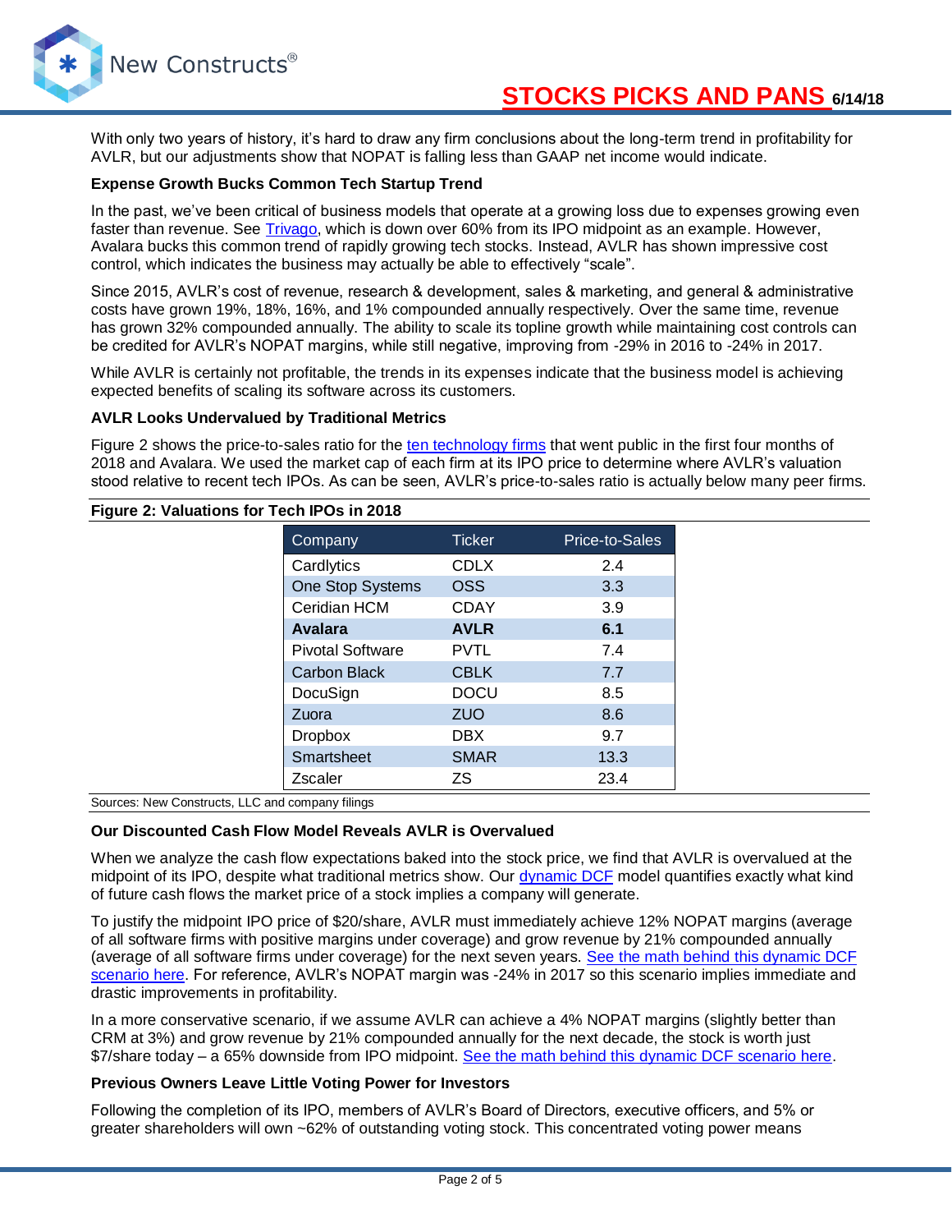With only two years of history, it's hard to draw any firm conclusions about the long-term trend in profitability for AVLR, but our adjustments show that NOPAT is falling less than GAAP net income would indicate.

**Expense Growth Bucks Common Tech Startup Trend**

In the past, we've been critical of business models that operate at a growing loss due to expenses growing even faster than revenue. See Trivago, which is down over 60% from its IPO midpoint as an example. However, Avalara bucks this common trend of rapidly growing tech stocks. Instead, AVLR has shown impressive cost control, which indicates the business may actually be able to effectively "scale".

Since 2015, AVLR's cost of revenue, research & development, sales & marketing, and general & administrative costs have grown 19%, 18%, 16%, and 1% compounded annually respectively. Over the same time, revenue has grown 32% compounded annually. The ability to scale its topline growth while maintaining cost controls can be credited for AVLR's NOPAT margins, while still negative, improving from -29% in 2016 to -24% in 2017.

While AVLR is certainly not profitable, the trends in its expenses indicate that the business model is achieving expected benefits of scaling its software across its customers.

**AVLR Looks Undervalued by Traditional Metrics**

Figure 2 shows the price-to-sales ratio for the ten technology firms that went public in the first four months of 2018 and Avalara. We used the market cap of each firm at its IPO price to determine where AVLR's valuation stood relative to recent tech IPOs. As can be seen, AVLR's price-to-sales ratio is actually below many peer firms.

**Figure 2: Valuations for Tech IPOs in 2018**

| Company | Ticker | Price-to-Sales |
|---|---|---|
| Cardlytics | CDLX | 2.4 |
| One Stop Systems | OSS | 3.3 |
| Ceridian HCM | CDAY | 3.9 |
| **Avalara** | **AVLR** | **6.1** |
| Pivotal Software | PVTL | 7.4 |
| Carbon Black | CBLK | 7.7 |
| DocuSign | DOCU | 8.5 |
| Zuora | ZUO | 8.6 |
| Dropbox | DBX | 9.7 |
| Smartsheet | SMAR | 13.3 |
| Zscaler | ZS | 23.4 |

Sources: New Constructs, LLC and company filings

**Our Discounted Cash Flow Model Reveals AVLR is Overvalued**

When we analyze the cash flow expectations baked into the stock price, we find that AVLR is overvalued at the midpoint of its IPO, despite what traditional metrics show. Our dynamic DCF model quantifies exactly what kind of future cash flows the market price of a stock implies a company will generate.

To justify the midpoint IPO price of $20/share, AVLR must immediately achieve 12% NOPAT margins (average of all software firms with positive margins under coverage) and grow revenue by 21% compounded annually (average of all software firms under coverage) for the next seven years. See the math behind this dynamic DCF scenario here. For reference, AVLR's NOPAT margin was -24% in 2017 so this scenario implies immediate and drastic improvements in profitability.

In a more conservative scenario, if we assume AVLR can achieve a 4% NOPAT margins (slightly better than CRM at 3%) and grow revenue by 21% compounded annually for the next decade, the stock is worth just $7/share today – a 65% downside from IPO midpoint. See the math behind this dynamic DCF scenario here.

**Previous Owners Leave Little Voting Power for Investors**

Following the completion of its IPO, members of AVLR's Board of Directors, executive officers, and 5% or greater shareholders will own ~62% of outstanding voting stock. This concentrated voting power means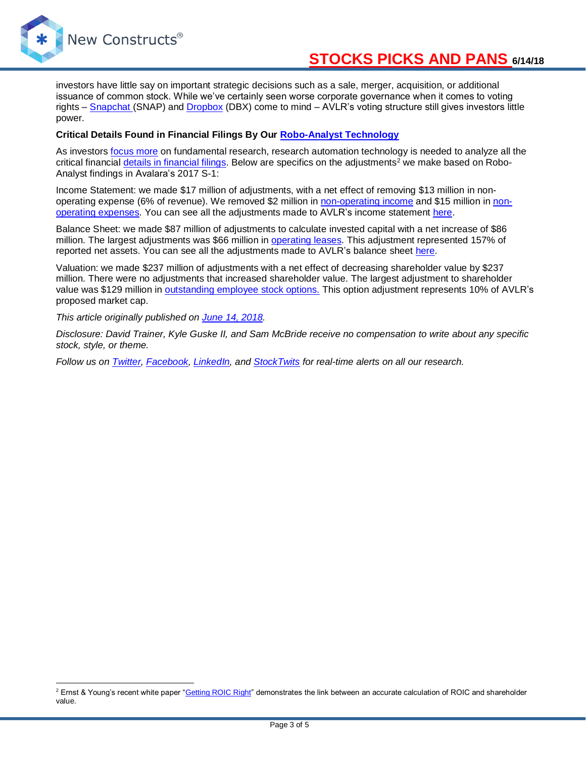investors have little say on important strategic decisions such as a sale, merger, acquisition, or additional issuance of common stock. While we've certainly seen worse corporate governance when it comes to voting rights – Snapchat (SNAP) and Dropbox (DBX) come to mind – AVLR's voting structure still gives investors little power.

**Critical Details Found in Financial Filings By Our Robo-Analyst Technology**

As investors focus more on fundamental research, research automation technology is needed to analyze all the critical financial details in financial filings. Below are specifics on the adjustments[2] we make based on Robo-Analyst findings in Avalara's 2017 S-1:

Income Statement: we made $17 million of adjustments, with a net effect of removing $13 million in non-operating expense (6% of revenue). We removed $2 million in non-operating income and $15 million in non-operating expenses. You can see all the adjustments made to AVLR's income statement here.

Balance Sheet: we made $87 million of adjustments to calculate invested capital with a net increase of $86 million. The largest adjustments was $66 million in operating leases. This adjustment represented 157% of reported net assets. You can see all the adjustments made to AVLR's balance sheet here.

Valuation: we made $237 million of adjustments with a net effect of decreasing shareholder value by $237 million. There were no adjustments that increased shareholder value. The largest adjustment to shareholder value was $129 million in outstanding employee stock options. This option adjustment represents 10% of AVLR's proposed market cap.

*This article originally published on June 14, 2018.*

*Disclosure: David Trainer, Kyle Guske II, and Sam McBride receive no compensation to write about any specific stock, style, or theme.*

*Follow us on Twitter, Facebook, LinkedIn, and StockTwits for real-time alerts on all our research.*

---

[2] Ernst & Young's recent white paper "Getting ROIC Right" demonstrates the link between an accurate calculation of ROIC and shareholder value.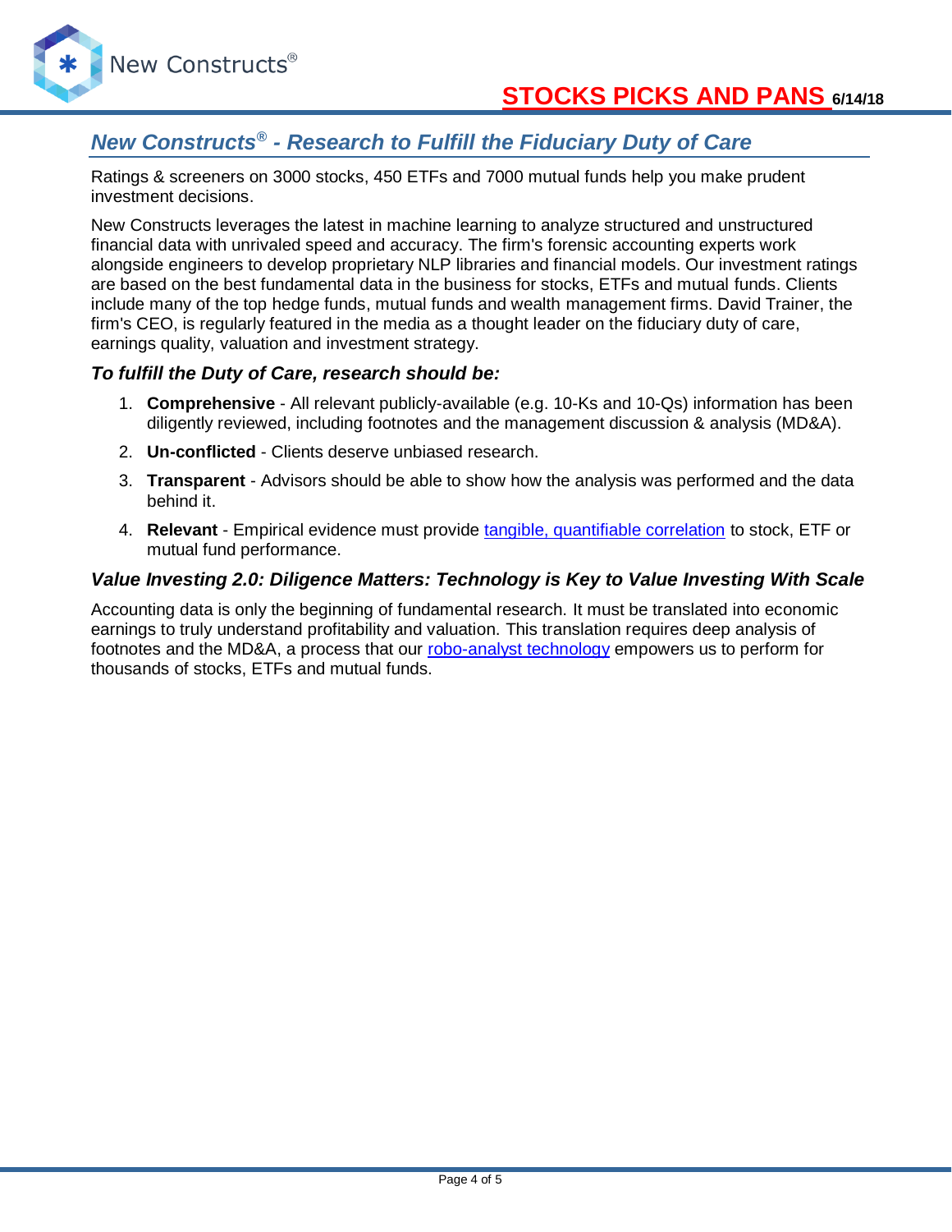## *New Constructs® - Research to Fulfill the Fiduciary Duty of Care*

Ratings & screeners on 3000 stocks, 450 ETFs and 7000 mutual funds help you make prudent investment decisions.

New Constructs leverages the latest in machine learning to analyze structured and unstructured financial data with unrivaled speed and accuracy. The firm's forensic accounting experts work alongside engineers to develop proprietary NLP libraries and financial models. Our investment ratings are based on the best fundamental data in the business for stocks, ETFs and mutual funds. Clients include many of the top hedge funds, mutual funds and wealth management firms. David Trainer, the firm's CEO, is regularly featured in the media as a thought leader on the fiduciary duty of care, earnings quality, valuation and investment strategy.

### *To fulfill the Duty of Care, research should be:*

1. **Comprehensive** - All relevant publicly-available (e.g. 10-Ks and 10-Qs) information has been diligently reviewed, including footnotes and the management discussion & analysis (MD&A).
2. **Un-conflicted** - Clients deserve unbiased research.
3. **Transparent** - Advisors should be able to show how the analysis was performed and the data behind it.
4. **Relevant** - Empirical evidence must provide tangible, quantifiable correlation to stock, ETF or mutual fund performance.

### *Value Investing 2.0: Diligence Matters: Technology is Key to Value Investing With Scale*

Accounting data is only the beginning of fundamental research. It must be translated into economic earnings to truly understand profitability and valuation. This translation requires deep analysis of footnotes and the MD&A, a process that our robo-analyst technology empowers us to perform for thousands of stocks, ETFs and mutual funds.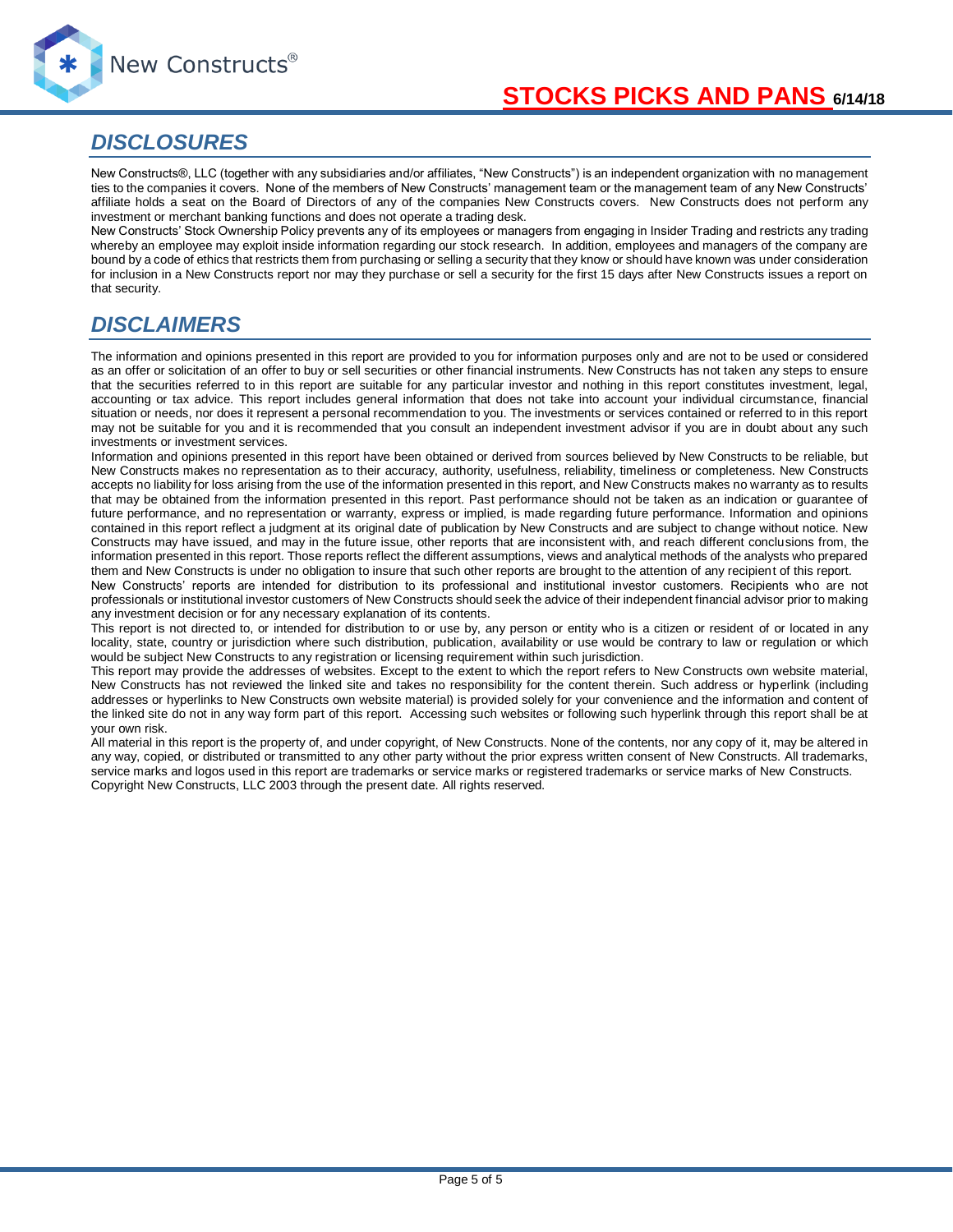## DISCLOSURES

New Constructs®, LLC (together with any subsidiaries and/or affiliates, "New Constructs") is an independent organization with no management ties to the companies it covers. None of the members of New Constructs' management team or the management team of any New Constructs' affiliate holds a seat on the Board of Directors of any of the companies New Constructs covers. New Constructs does not perform any investment or merchant banking functions and does not operate a trading desk.

New Constructs' Stock Ownership Policy prevents any of its employees or managers from engaging in Insider Trading and restricts any trading whereby an employee may exploit inside information regarding our stock research. In addition, employees and managers of the company are bound by a code of ethics that restricts them from purchasing or selling a security that they know or should have known was under consideration for inclusion in a New Constructs report nor may they purchase or sell a security for the first 15 days after New Constructs issues a report on that security.

## DISCLAIMERS

The information and opinions presented in this report are provided to you for information purposes only and are not to be used or considered as an offer or solicitation of an offer to buy or sell securities or other financial instruments. New Constructs has not taken any steps to ensure that the securities referred to in this report are suitable for any particular investor and nothing in this report constitutes investment, legal, accounting or tax advice. This report includes general information that does not take into account your individual circumstance, financial situation or needs, nor does it represent a personal recommendation to you. The investments or services contained or referred to in this report may not be suitable for you and it is recommended that you consult an independent investment advisor if you are in doubt about any such investments or investment services.

Information and opinions presented in this report have been obtained or derived from sources believed by New Constructs to be reliable, but New Constructs makes no representation as to their accuracy, authority, usefulness, reliability, timeliness or completeness. New Constructs accepts no liability for loss arising from the use of the information presented in this report, and New Constructs makes no warranty as to results that may be obtained from the information presented in this report. Past performance should not be taken as an indication or guarantee of future performance, and no representation or warranty, express or implied, is made regarding future performance. Information and opinions contained in this report reflect a judgment at its original date of publication by New Constructs and are subject to change without notice. New Constructs may have issued, and may in the future issue, other reports that are inconsistent with, and reach different conclusions from, the information presented in this report. Those reports reflect the different assumptions, views and analytical methods of the analysts who prepared them and New Constructs is under no obligation to insure that such other reports are brought to the attention of any recipient of this report.

New Constructs' reports are intended for distribution to its professional and institutional investor customers. Recipients who are not professionals or institutional investor customers of New Constructs should seek the advice of their independent financial advisor prior to making any investment decision or for any necessary explanation of its contents.

This report is not directed to, or intended for distribution to or use by, any person or entity who is a citizen or resident of or located in any locality, state, country or jurisdiction where such distribution, publication, availability or use would be contrary to law or regulation or which would be subject New Constructs to any registration or licensing requirement within such jurisdiction.

This report may provide the addresses of websites. Except to the extent to which the report refers to New Constructs own website material, New Constructs has not reviewed the linked site and takes no responsibility for the content therein. Such address or hyperlink (including addresses or hyperlinks to New Constructs own website material) is provided solely for your convenience and the information and content of the linked site do not in any way form part of this report. Accessing such websites or following such hyperlink through this report shall be at your own risk.

All material in this report is the property of, and under copyright, of New Constructs. None of the contents, nor any copy of it, may be altered in any way, copied, or distributed or transmitted to any other party without the prior express written consent of New Constructs. All trademarks, service marks and logos used in this report are trademarks or service marks or registered trademarks or service marks of New Constructs.

Copyright New Constructs, LLC 2003 through the present date. All rights reserved.